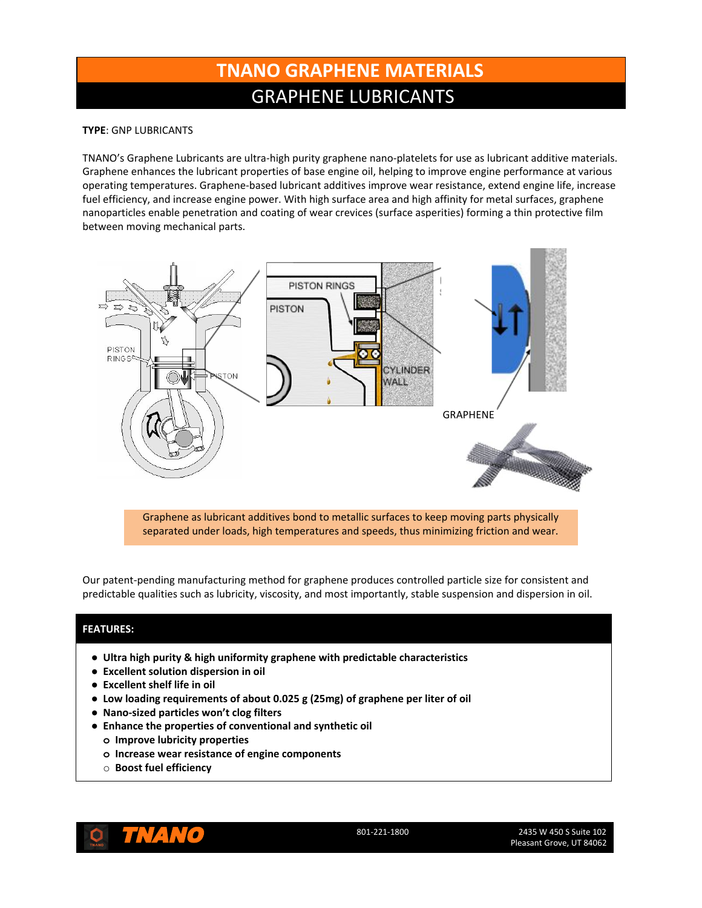# TNANO GRAPHENE MATERIALS

## GRAPHENE LUBRICANTS

**TYPE**: GNP LUBRICANTS

TNANO's Graphene Lubricants are ultra-high purity graphene nano-platelets for use as lubricant additive materials. Graphene enhances the lubricant properties of base engine oil, helping to improve engine performance at various operating temperatures. Graphene-based lubricant additives improve wear resistance, extend engine life, increase fuel efficiency, and increase engine power. With high surface area and high affinity for metal surfaces, graphene nanoparticles enable penetration and coating of wear crevices (surface asperities) forming a thin protective film between moving mechanical parts.

Graphene as lubricant additives bond to metallic surfaces to keep moving parts physically separated under loads, high temperatures and speeds, thus minimizing friction and wear.

Our patent-pending manufacturing method for graphene produces controlled particle size for consistent and predictable qualities such as lubricity, viscosity, and most importantly, stable suspension and dispersion in oil.

### FEATURES:

- **Ultra high purity & high uniformity graphene with predictable characteristics**
- **Excellent solution dispersion in oil**
- **Excellent shelf life in oil**
- **Low loading requirements of about 0.025 g (25mg) of graphene per liter of oil**
- **Nano-sized particles won't clog filters**
- **Enhance the properties of conventional and synthetic oil**
  - **Improve lubricity properties**
  - **Increase wear resistance of engine components**
  - **Boost fuel efficiency**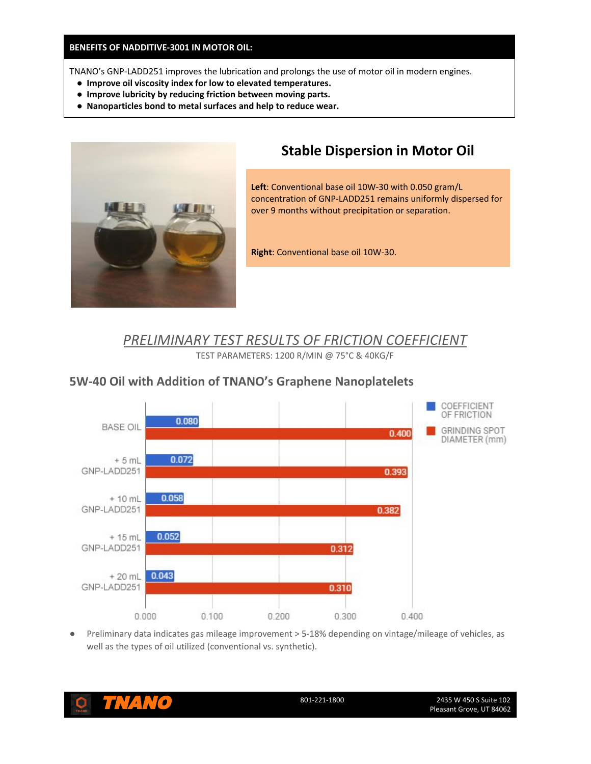**BENEFITS OF NADDITIVE-3001 IN MOTOR OIL:**

TNANO's GNP-LADD251 improves the lubrication and prolongs the use of motor oil in modern engines.

- **Improve oil viscosity index for low to elevated temperatures.**
- **Improve lubricity by reducing friction between moving parts.**
- **Nanoparticles bond to metal surfaces and help to reduce wear.**

## Stable Dispersion in Motor Oil

**Left**: Conventional base oil 10W-30 with 0.050 gram/L concentration of GNP-LADD251 remains uniformly dispersed for over 9 months without precipitation or separation.

**Right**: Conventional base oil 10W-30.

## *PRELIMINARY TEST RESULTS OF FRICTION COEFFICIENT*

TEST PARAMETERS: 1200 R/MIN @ 75°C & 40KG/F

### 5W-40 Oil with Addition of TNANO's Graphene Nanoplatelets

COEFFICIENT OF FRICTION
GRINDING SPOT DIAMETER (mm)

BASE OIL: 0.080, 0.400
+ 5 mL GNP-LADD251: 0.072, 0.393
+ 10 mL GNP-LADD251: 0.058, 0.382
+ 15 mL GNP-LADD251: 0.052, 0.312
+ 20 mL GNP-LADD251: 0.043, 0.310

0.000 0.100 0.200 0.300 0.400

- Preliminary data indicates gas mileage improvement > 5-18% depending on vintage/mileage of vehicles, as well as the types of oil utilized (conventional vs. synthetic).

TNANO

801-221-1800

2435 W 450 S Suite 102
Pleasant Grove, UT 84062